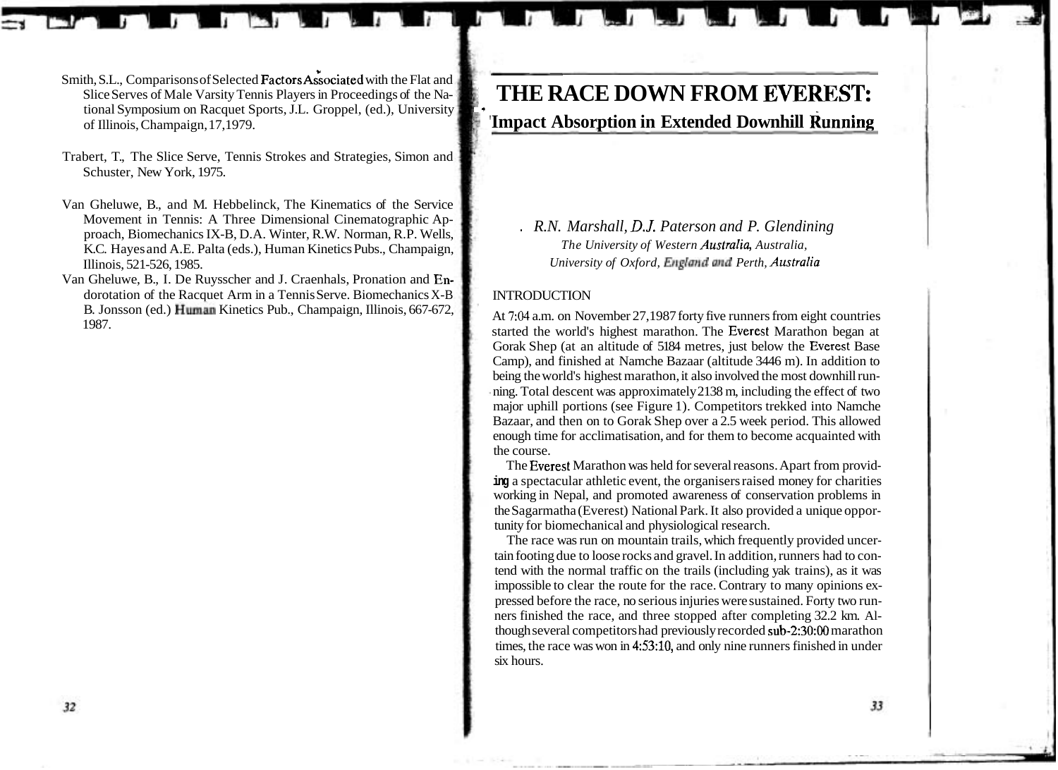Smith, S.L., Comparisons of Selected Factors Associated with the Flat and Slice Serves of Male Varsity Tennis Players in Proceedings of the National Symposium on Racquet Sports, J.L. Groppel, (ed.), University of Illinois, Champaign, 17, 1979.

Trabert, T., The Slice Serve, Tennis Strokes and Strategies, Simon and Schuster, New York, 1975.

Van Gheluwe, B., and M. Hebbelinck, The Kinematics of the Service Movement in Tennis: A Three Dimensional Cinematographic Approach, Biomechanics IX-B, D.A. Winter, R.W. Norman, R.P. Wells, K.C. Hayes and A.E. Palta (eds.), Human Kinetics Pubs., Champaign, Illinois, 521-526, 1985.

Van Gheluwe, B., I. De Ruysscher and J. Craenhals, Pronation and Endorotation of the Racquet Arm in a Tennis Serve. Biomechanics X-B B. Jonsson (ed.) Human Kinetics Pub., Champaign, Illinois, 667-672, 1987.

# THE RACE DOWN FROM EVEREST: Impact Absorption in Extended Downhill Running

*R.N. Marshall, D.J. Paterson and P. Glendining*

*The University of Western Australia, Australia, University of Oxford, England and Perth, Australia*

## INTRODUCTION

At 7:04 a.m. on November 27, 1987 forty five runners from eight countries started the world's highest marathon. The Everest Marathon began at Gorak Shep (at an altitude of 5184 metres, just below the Everest Base Camp), and finished at Namche Bazaar (altitude 3446 m). In addition to being the world's highest marathon, it also involved the most downhill running. Total descent was approximately 2138 m, including the effect of two major uphill portions (see Figure 1). Competitors trekked into Namche Bazaar, and then on to Gorak Shep over a 2.5 week period. This allowed enough time for acclimatisation, and for them to become acquainted with the course.

The Everest Marathon was held for several reasons. Apart from providing a spectacular athletic event, the organisers raised money for charities working in Nepal, and promoted awareness of conservation problems in the Sagarmatha (Everest) National Park. It also provided a unique opportunity for biomechanical and physiological research.

The race was run on mountain trails, which frequently provided uncertain footing due to loose rocks and gravel. In addition, runners had to contend with the normal traffic on the trails (including yak trains), as it was impossible to clear the route for the race. Contrary to many opinions expressed before the race, no serious injuries were sustained. Forty two runners finished the race, and three stopped after completing 32.2 km. Although several competitors had previously recorded sub-2:30:00 marathon times, the race was won in 4:53:10, and only nine runners finished in under six hours.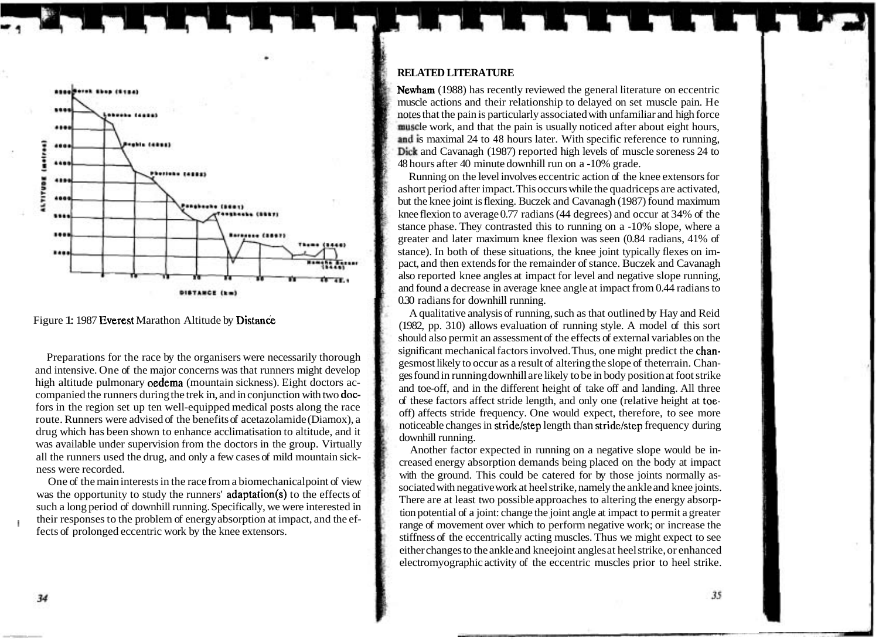Figure 1: 1987 Everest Marathon Altitude by Distance

Preparations for the race by the organisers were necessarily thorough and intensive. One of the major concerns was that runners might develop high altitude pulmonary oedema (mountain sickness). Eight doctors accompanied the runners during the trek in, and in conjunction with two doctors in the region set up ten well-equipped medical posts along the race route. Runners were advised of the benefits of acetazolamide (Diamox), a drug which has been shown to enhance acclimatisation to altitude, and it was available under supervision from the doctors in the group. Virtually all the runners used the drug, and only a few cases of mild mountain sickness were recorded.

One of the main interests in the race from a biomechanical point of view was the opportunity to study the runners' adaptation(s) to the effects of such a long period of downhill running. Specifically, we were interested in their responses to the problem of energy absorption at impact, and the effects of prolonged eccentric work by the knee extensors.

## RELATED LITERATURE

Newham (1988) has recently reviewed the general literature on eccentric muscle actions and their relationship to delayed on set muscle pain. He notes that the pain is particularly associated with unfamiliar and high force muscle work, and that the pain is usually noticed after about eight hours, and is maximal 24 to 48 hours later. With specific reference to running, Dick and Cavanagh (1987) reported high levels of muscle soreness 24 to 48 hours after 40 minute downhill run on a -10% grade.

Running on the level involves eccentric action of the knee extensors for a short period after impact. This occurs while the quadriceps are activated, but the knee joint is flexing. Buczek and Cavanagh (1987) found maximum knee flexion to average 0.77 radians (44 degrees) and occur at 34% of the stance phase. They contrasted this to running on a -10% slope, where a greater and later maximum knee flexion was seen (0.84 radians, 41% of stance). In both of these situations, the knee joint typically flexes on impact, and then extends for the remainder of stance. Buczek and Cavanagh also reported knee angles at impact for level and negative slope running, and found a decrease in average knee angle at impact from 0.44 radians to 0.30 radians for downhill running.

A qualitative analysis of running, such as that outlined by Hay and Reid (1982, pp. 310) allows evaluation of running style. A model of this sort should also permit an assessment of the effects of external variables on the significant mechanical factors involved. Thus, one might predict the changes most likely to occur as a result of altering the slope of the terrain. Changes found in running downhill are likely to be in body position at foot strike and toe-off, and in the different height of take off and landing. All three of these factors affect stride length, and only one (relative height at toe-off) affects stride frequency. One would expect, therefore, to see more noticeable changes in stride/step length than stride/step frequency during downhill running.

Another factor expected in running on a negative slope would be increased energy absorption demands being placed on the body at impact with the ground. This could be catered for by those joints normally associated with negative work at heel strike, namely the ankle and knee joints. There are at least two possible approaches to altering the energy absorption potential of a joint: change the joint angle at impact to permit a greater range of movement over which to perform negative work; or increase the stiffness of the eccentrically acting muscles. Thus we might expect to see either changes to the ankle and knee joint angles at heel strike, or enhanced electromyographic activity of the eccentric muscles prior to heel strike.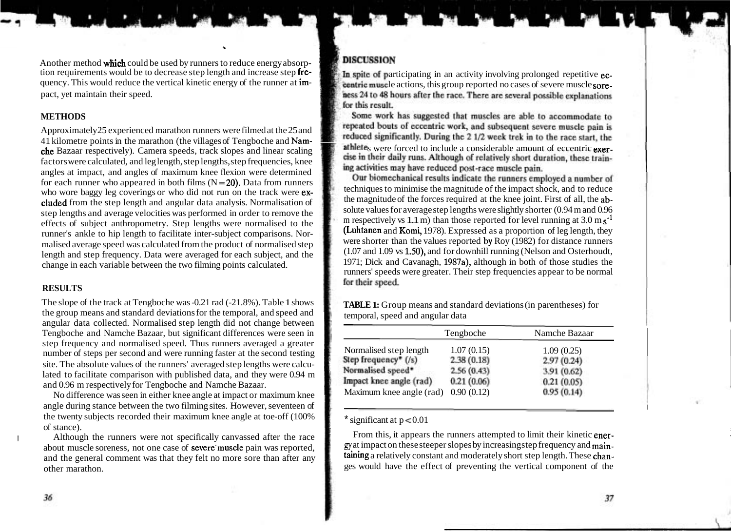Another method which could be used by runners to reduce energy absorption requirements would be to decrease step length and increase step frequency. This would reduce the vertical kinetic energy of the runner at impact, yet maintain their speed.

## METHODS

Approximately 25 experienced marathon runners were filmed at the 25 and 41 kilometre points in the marathon (the villages of Tengboche and Namche Bazaar respectively). Camera speeds, track slopes and linear scaling factors were calculated, and leg length, step lengths, step frequencies, knee angles at impact, and angles of maximum knee flexion were determined for each runner who appeared in both films ($N = 20$). Data from runners who wore baggy leg coverings or who did not run on the track were excluded from the step length and angular data analysis. Normalisation of step lengths and average velocities was performed in order to remove the effects of subject anthropometry. Step lengths were normalised to the runner's ankle to hip length to facilitate inter-subject comparisons. Normalised average speed was calculated from the product of normalised step length and step frequency. Data were averaged for each subject, and the change in each variable between the two filming points calculated.

## RESULTS

The slope of the track at Tengboche was -0.21 rad (-21.8%). Table 1 shows the group means and standard deviations for the temporal, and speed and angular data collected. Normalised step length did not change between Tengboche and Namche Bazaar, but significant differences were seen in step frequency and normalised speed. Thus runners averaged a greater number of steps per second and were running faster at the second testing site. The absolute values of the runners' averaged step lengths were calculated to facilitate comparison with published data, and they were 0.94 m and 0.96 m respectively for Tengboche and Namche Bazaar.

No difference was seen in either knee angle at impact or maximum knee angle during stance between the two filming sites. However, seventeen of the twenty subjects recorded their maximum knee angle at toe-off (100% of stance).

Although the runners were not specifically canvassed after the race about muscle soreness, not one case of severe muscle pain was reported, and the general comment was that they felt no more sore than after any other marathon.

## DISCUSSION

In spite of participating in an activity involving prolonged repetitive eccentric muscle actions, this group reported no cases of severe muscle soreness 24 to 48 hours after the race. There are several possible explanations for this result.

Some work has suggested that muscles are able to accommodate to repeated bouts of eccentric work, and subsequent severe muscle pain is reduced significantly. During the 2 1/2 week trek in to the race start, the athletes were forced to include a considerable amount of eccentric exercise in their daily runs. Although of relatively short duration, these training activities may have reduced post-race muscle pain.

Our biomechanical results indicate the runners employed a number of techniques to minimise the magnitude of the impact shock, and to reduce the magnitude of the forces required at the knee joint. First of all, the absolute values for average step lengths were slightly shorter (0.94 m and 0.96 m respectively vs 1.1 m) than those reported for level running at 3.0 m $s^{-1}$ (Luhtanen and Komi, 1978). Expressed as a proportion of leg length, they were shorter than the values reported by Roy (1982) for distance runners (1.07 and 1.09 vs 1.50), and for downhill running (Nelson and Osterhoudt, 1971; Dick and Cavanagh, 1987a), although in both of those studies the runners' speeds were greater. Their step frequencies appear to be normal for their speed.

**TABLE 1:** Group means and standard deviations (in parentheses) for temporal, speed and angular data

| | Tengboche | Namche Bazaar |
|---|---|---|
| Normalised step length | 1.07 (0.15) | 1.09 (0.25) |
| Step frequency* (/s) | 2.38 (0.18) | 2.97 (0.24) |
| Normalised speed* | 2.56 (0.43) | 3.91 (0.62) |
| Impact knee angle (rad) | 0.21 (0.06) | 0.21 (0.05) |
| Maximum knee angle (rad) | 0.90 (0.12) | 0.95 (0.14) |

\* significant at $p < 0.01$

From this, it appears the runners attempted to limit their kinetic energy at impact on these steeper slopes by increasing step frequency and maintaining a relatively constant and moderately short step length. These changes would have the effect of preventing the vertical component of the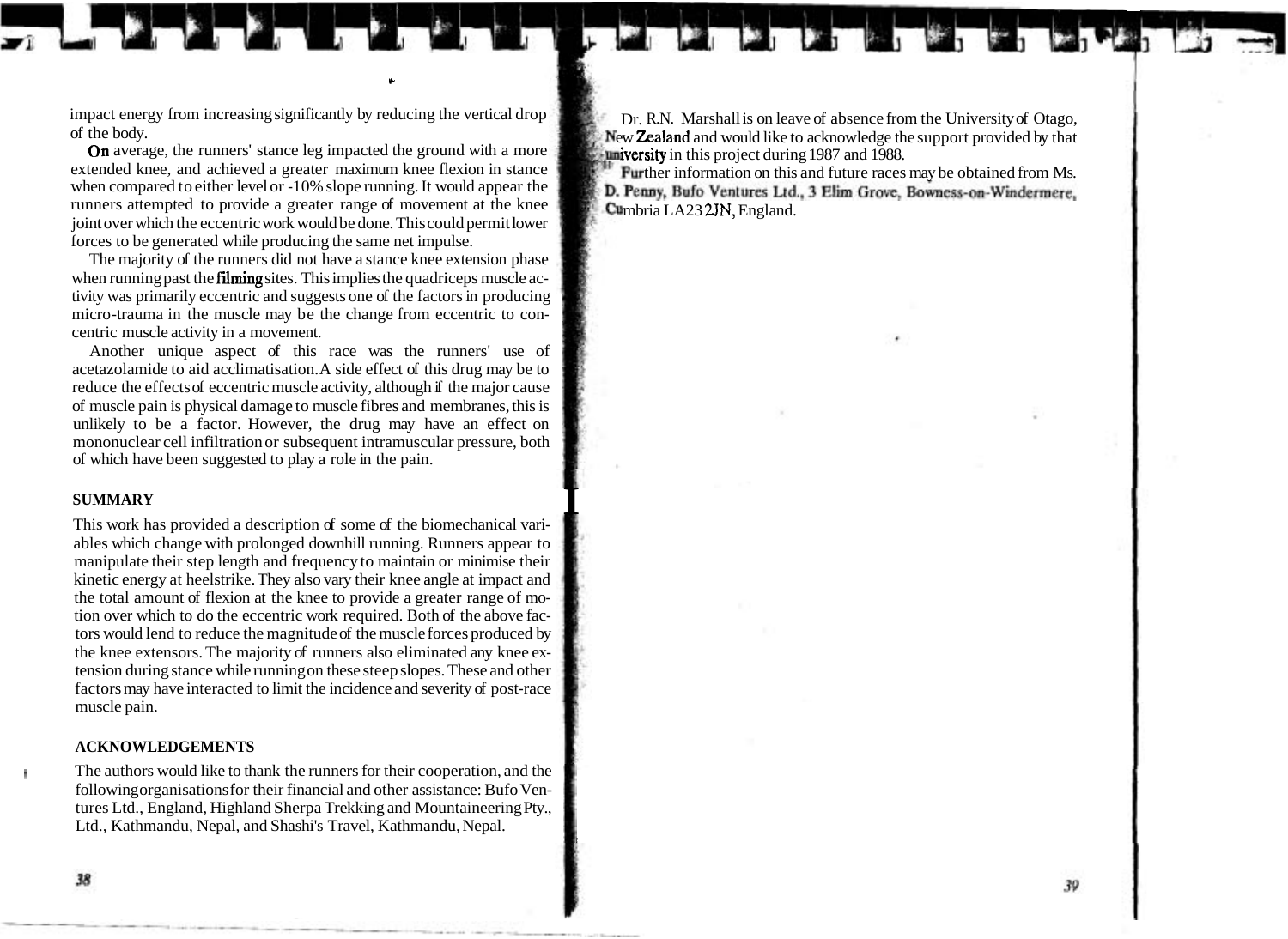impact energy from increasing significantly by reducing the vertical drop of the body.

On average, the runners' stance leg impacted the ground with a more extended knee, and achieved a greater maximum knee flexion in stance when compared to either level or -10% slope running. It would appear the runners attempted to provide a greater range of movement at the knee joint over which the eccentric work would be done. This could permit lower forces to be generated while producing the same net impulse.

The majority of the runners did not have a stance knee extension phase when running past the filming sites. This implies the quadriceps muscle activity was primarily eccentric and suggests one of the factors in producing micro-trauma in the muscle may be the change from eccentric to concentric muscle activity in a movement.

Another unique aspect of this race was the runners' use of acetazolamide to aid acclimatisation. A side effect of this drug may be to reduce the effects of eccentric muscle activity, although if the major cause of muscle pain is physical damage to muscle fibres and membranes, this is unlikely to be a factor. However, the drug may have an effect on mononuclear cell infiltration or subsequent intramuscular pressure, both of which have been suggested to play a role in the pain.

## SUMMARY

This work has provided a description of some of the biomechanical variables which change with prolonged downhill running. Runners appear to manipulate their step length and frequency to maintain or minimise their kinetic energy at heelstrike. They also vary their knee angle at impact and the total amount of flexion at the knee to provide a greater range of motion over which to do the eccentric work required. Both of the above factors would lend to reduce the magnitude of the muscle forces produced by the knee extensors. The majority of runners also eliminated any knee extension during stance while running on these steep slopes. These and other factors may have interacted to limit the incidence and severity of post-race muscle pain.

## ACKNOWLEDGEMENTS

The authors would like to thank the runners for their cooperation, and the following organisations for their financial and other assistance: Bufo Ventures Ltd., England, Highland Sherpa Trekking and Mountaineering Pty., Ltd., Kathmandu, Nepal, and Shashi's Travel, Kathmandu, Nepal.

Dr. R.N. Marshall is on leave of absence from the University of Otago, New Zealand and would like to acknowledge the support provided by that university in this project during 1987 and 1988.

Further information on this and future races may be obtained from Ms. D. Penny, Bufo Ventures Ltd., 3 Elim Grove, Bowness-on-Windermere, Cumbria LA23 2JN, England.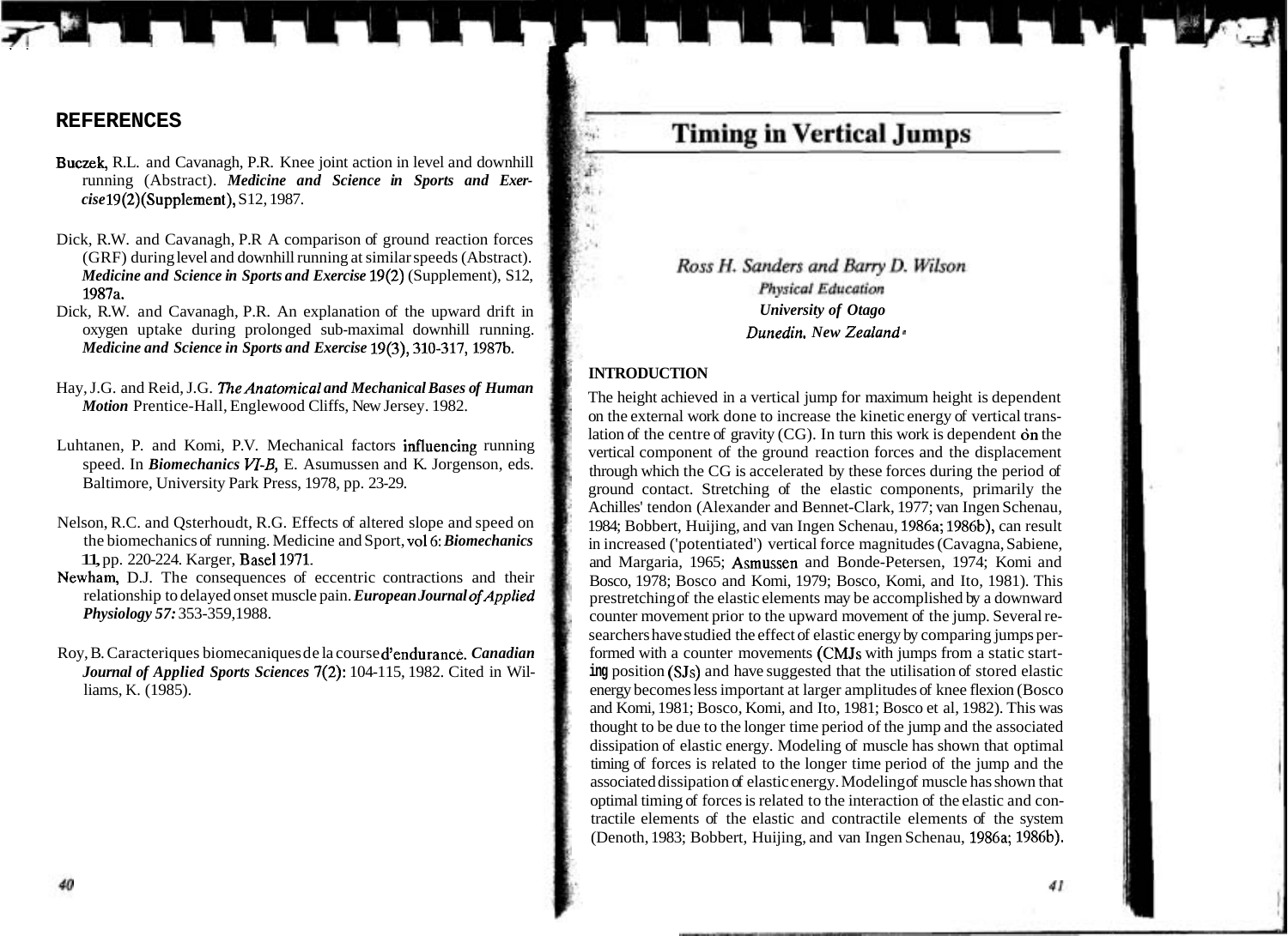## REFERENCES

Buczek, R.L. and Cavanagh, P.R. Knee joint action in level and downhill running (Abstract). ***Medicine and Science in Sports and Exercise*** 19(2)(Supplement), S12, 1987.

Dick, R.W. and Cavanagh, P.R A comparison of ground reaction forces (GRF) during level and downhill running at similar speeds (Abstract). ***Medicine and Science in Sports and Exercise*** 19(2) (Supplement), S12, 1987a.

Dick, R.W. and Cavanagh, P.R. An explanation of the upward drift in oxygen uptake during prolonged sub-maximal downhill running. ***Medicine and Science in Sports and Exercise*** 19(3), 310-317, 1987b.

Hay, J.G. and Reid, J.G. ***The Anatomical and Mechanical Bases of Human Motion*** Prentice-Hall, Englewood Cliffs, New Jersey. 1982.

Luhtanen, P. and Komi, P.V. Mechanical factors influencing running speed. In ***Biomechanics VI-B***, E. Asumussen and K. Jorgenson, eds. Baltimore, University Park Press, 1978, pp. 23-29.

Nelson, R.C. and Qsterhoudt, R.G. Effects of altered slope and speed on the biomechanics of running. Medicine and Sport, vol 6: ***Biomechanics*** **11**, pp. 220-224. Karger, Basel 1971.

Newham, D.J. The consequences of eccentric contractions and their relationship to delayed onset muscle pain. ***European Journal of Applied Physiology 57:*** 353-359,1988.

Roy, B. Caracteriques biomecaniques de la course d'endurance. ***Canadian Journal of Applied Sports Sciences*** 7(2): 104-115, 1982. Cited in Williams, K. (1985).

# Timing in Vertical Jumps

*Ross H. Sanders and Barry D. Wilson*
*Physical Education*
*University of Otago*
*Dunedin, New Zealand*

### INTRODUCTION

The height achieved in a vertical jump for maximum height is dependent on the external work done to increase the kinetic energy of vertical translation of the centre of gravity (CG). In turn this work is dependent on the vertical component of the ground reaction forces and the displacement through which the CG is accelerated by these forces during the period of ground contact. Stretching of the elastic components, primarily the Achilles' tendon (Alexander and Bennet-Clark, 1977; van Ingen Schenau, 1984; Bobbert, Huijing, and van Ingen Schenau, 1986a; 1986b), can result in increased ('potentiated') vertical force magnitudes (Cavagna, Sabiene, and Margaria, 1965; Asmussen and Bonde-Petersen, 1974; Komi and Bosco, 1978; Bosco and Komi, 1979; Bosco, Komi, and Ito, 1981). This prestretching of the elastic elements may be accomplished by a downward counter movement prior to the upward movement of the jump. Several researchers have studied the effect of elastic energy by comparing jumps performed with a counter movements (CMJs with jumps from a static starting position (SJs) and have suggested that the utilisation of stored elastic energy becomes less important at larger amplitudes of knee flexion (Bosco and Komi, 1981; Bosco, Komi, and Ito, 1981; Bosco et al, 1982). This was thought to be due to the longer time period of the jump and the associated dissipation of elastic energy. Modeling of muscle has shown that optimal timing of forces is related to the longer time period of the jump and the associated dissipation of elastic energy. Modeling of muscle has shown that optimal timing of forces is related to the interaction of the elastic and contractile elements of the elastic and contractile elements of the system (Denoth, 1983; Bobbert, Huijing, and van Ingen Schenau, 1986a; 1986b).